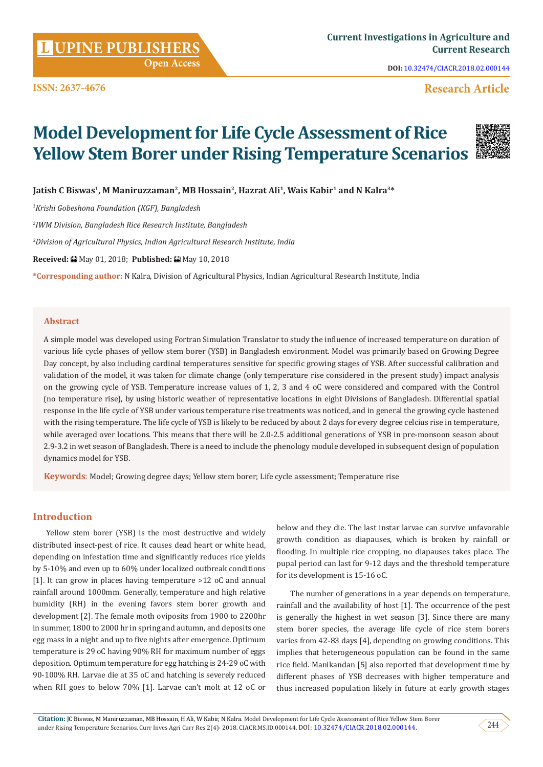# Model Development for Life Cycle Assessment of Rice Yellow Stem Borer under Rising Temperature Scenarios

**Jatish C Biswas[1], M Maniruzzaman[2], MB Hossain[2], Hazrat Ali[1], Wais Kabir[1] and N Kalra[3]***

[1]*Krishi Gobeshona Foundation (KGF), Bangladesh*

[2]*IWM Division, Bangladesh Rice Research Institute, Bangladesh*

[3]*Division of Agricultural Physics, Indian Agricultural Research Institute, India*

**Received:** May 01, 2018; **Published:** May 10, 2018

***Corresponding author:** N Kalra, Division of Agricultural Physics, Indian Agricultural Research Institute, India

## Abstract

A simple model was developed using Fortran Simulation Translator to study the influence of increased temperature on duration of various life cycle phases of yellow stem borer (YSB) in Bangladesh environment. Model was primarily based on Growing Degree Day concept, by also including cardinal temperatures sensitive for specific growing stages of YSB. After successful calibration and validation of the model, it was taken for climate change (only temperature rise considered in the present study) impact analysis on the growing cycle of YSB. Temperature increase values of 1, 2, 3 and 4 oC were considered and compared with the Control (no temperature rise), by using historic weather of representative locations in eight Divisions of Bangladesh. Differential spatial response in the life cycle of YSB under various temperature rise treatments was noticed, and in general the growing cycle hastened with the rising temperature. The life cycle of YSB is likely to be reduced by about 2 days for every degree celcius rise in temperature, while averaged over locations. This means that there will be 2.0-2.5 additional generations of YSB in pre-monsoon season about 2.9-3.2 in wet season of Bangladesh. There is a need to include the phenology module developed in subsequent design of population dynamics model for YSB.

**Keywords**: Model; Growing degree days; Yellow stem borer; Life cycle assessment; Temperature rise

## Introduction

Yellow stem borer (YSB) is the most destructive and widely distributed insect-pest of rice. It causes dead heart or white head, depending on infestation time and significantly reduces rice yields by 5-10% and even up to 60% under localized outbreak conditions [1]. It can grow in places having temperature >12 oC and annual rainfall around 1000mm. Generally, temperature and high relative humidity (RH) in the evening favors stem borer growth and development [2]. The female moth oviposits from 1900 to 2200hr in summer, 1800 to 2000 hr in spring and autumn, and deposits one egg mass in a night and up to five nights after emergence. Optimum temperature is 29 oC having 90% RH for maximum number of eggs deposition. Optimum temperature for egg hatching is 24-29 oC with 90-100% RH. Larvae die at 35 oC and hatching is severely reduced when RH goes to below 70% [1]. Larvae can't molt at 12 oC or below and they die. The last instar larvae can survive unfavorable growth condition as diapauses, which is broken by rainfall or flooding. In multiple rice cropping, no diapauses takes place. The pupal period can last for 9-12 days and the threshold temperature for its development is 15-16 oC.

The number of generations in a year depends on temperature, rainfall and the availability of host [1]. The occurrence of the pest is generally the highest in wet season [3]. Since there are many stem borer species, the average life cycle of rice stem borers varies from 42-83 days [4], depending on growing conditions. This implies that heterogeneous population can be found in the same rice field. Manikandan [5] also reported that development time by different phases of YSB decreases with higher temperature and thus increased population likely in future at early growth stages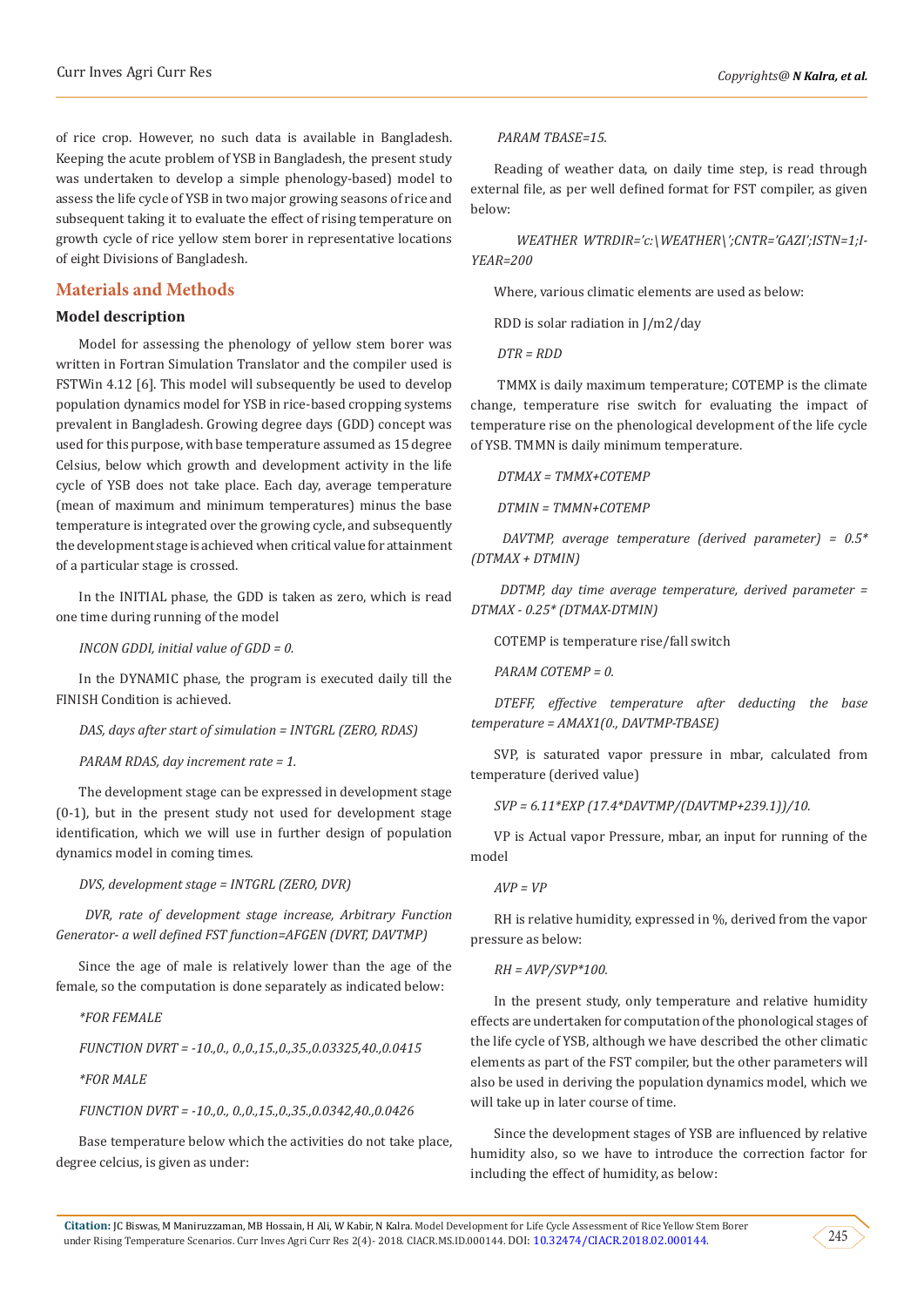of rice crop. However, no such data is available in Bangladesh. Keeping the acute problem of YSB in Bangladesh, the present study was undertaken to develop a simple phenology-based) model to assess the life cycle of YSB in two major growing seasons of rice and subsequent taking it to evaluate the effect of rising temperature on growth cycle of rice yellow stem borer in representative locations of eight Divisions of Bangladesh.

## Materials and Methods

### Model description

Model for assessing the phenology of yellow stem borer was written in Fortran Simulation Translator and the compiler used is FSTWin 4.12 [6]. This model will subsequently be used to develop population dynamics model for YSB in rice-based cropping systems prevalent in Bangladesh. Growing degree days (GDD) concept was used for this purpose, with base temperature assumed as 15 degree Celsius, below which growth and development activity in the life cycle of YSB does not take place. Each day, average temperature (mean of maximum and minimum temperatures) minus the base temperature is integrated over the growing cycle, and subsequently the development stage is achieved when critical value for attainment of a particular stage is crossed.

In the INITIAL phase, the GDD is taken as zero, which is read one time during running of the model

*INCON GDDI, initial value of GDD = 0.*

In the DYNAMIC phase, the program is executed daily till the FINISH Condition is achieved.

*DAS, days after start of simulation = INTGRL (ZERO, RDAS)*

*PARAM RDAS, day increment rate = 1.*

The development stage can be expressed in development stage (0-1), but in the present study not used for development stage identification, which we will use in further design of population dynamics model in coming times.

*DVS, development stage = INTGRL (ZERO, DVR)*

*DVR, rate of development stage increase, Arbitrary Function Generator- a well defined FST function=AFGEN (DVRT, DAVTMP)*

Since the age of male is relatively lower than the age of the female, so the computation is done separately as indicated below:

*\*FOR FEMALE*

*FUNCTION DVRT = -10.,0., 0.,0.,15.,0.,35.,0.03325,40.,0.0415*

*\*FOR MALE*

*FUNCTION DVRT = -10.,0., 0.,0.,15.,0.,35.,0.0342,40.,0.0426*

Base temperature below which the activities do not take place, degree celcius, is given as under:

*PARAM TBASE=15.*

Reading of weather data, on daily time step, is read through external file, as per well defined format for FST compiler, as given below:

*WEATHER WTRDIR='c:\WEATHER\';CNTR='GAZI';ISTN=1;I-YEAR=200*

Where, various climatic elements are used as below:

RDD is solar radiation in J/m2/day

*DTR = RDD*

TMMX is daily maximum temperature; COTEMP is the climate change, temperature rise switch for evaluating the impact of temperature rise on the phenological development of the life cycle of YSB. TMMN is daily minimum temperature.

*DTMAX = TMMX+COTEMP*

*DTMIN = TMMN+COTEMP*

*DAVTMP, average temperature (derived parameter) = 0.5\* (DTMAX + DTMIN)*

*DDTMP, day time average temperature, derived parameter = DTMAX - 0.25\* (DTMAX-DTMIN)*

COTEMP is temperature rise/fall switch

*PARAM COTEMP = 0.*

*DTEFF, effective temperature after deducting the base temperature = AMAX1(0., DAVTMP-TBASE)*

SVP, is saturated vapor pressure in mbar, calculated from temperature (derived value)

*SVP = 6.11\*EXP (17.4\*DAVTMP/(DAVTMP+239.1))/10.*

VP is Actual vapor Pressure, mbar, an input for running of the model

*AVP = VP*

RH is relative humidity, expressed in %, derived from the vapor pressure as below:

*RH = AVP/SVP\*100.*

In the present study, only temperature and relative humidity effects are undertaken for computation of the phonological stages of the life cycle of YSB, although we have described the other climatic elements as part of the FST compiler, but the other parameters will also be used in deriving the population dynamics model, which we will take up in later course of time.

Since the development stages of YSB are influenced by relative humidity also, so we have to introduce the correction factor for including the effect of humidity, as below: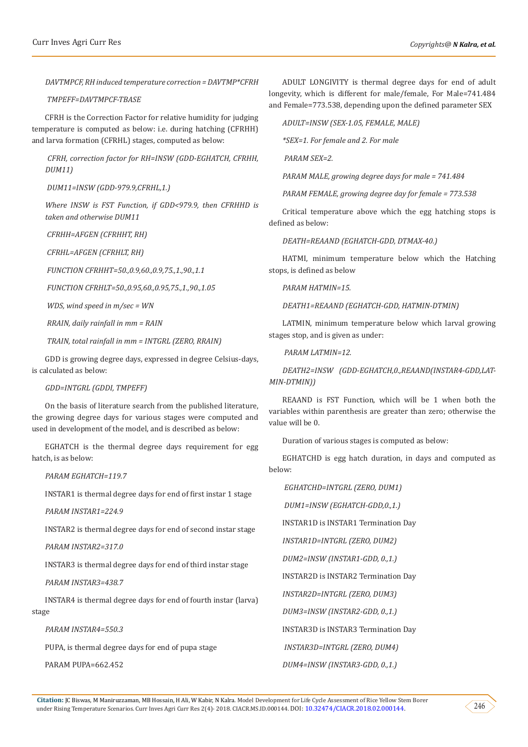*DAVTMPCF, RH induced temperature correction = DAVTMP*CFRH*

*TMPEFF=DAVTMPCF-TBASE*

CFRH is the Correction Factor for relative humidity for judging temperature is computed as below: i.e. during hatching (CFRHH) and larva formation (CFRHL) stages, computed as below:

*CFRH, correction factor for RH=INSW (GDD-EGHATCH, CFRHH, DUM11)*

*DUM11=INSW (GDD-979.9,CFRHL,1.)*

*Where INSW is FST Function, if GDD<979.9, then CFRHHD is taken and otherwise DUM11*

*CFRHH=AFGEN (CFRHHT, RH)*

*CFRHL=AFGEN (CFRHLT, RH)*

*FUNCTION CFRHHT=50.,0.9,60.,0.9,75.,1.,90.,1.1*

*FUNCTION CFRHLT=50.,0.95,60.,0.95,75.,1.,90.,1.05*

*WDS, wind speed in m/sec = WN*

*RRAIN, daily rainfall in mm = RAIN*

*TRAIN, total rainfall in mm = INTGRL (ZERO, RRAIN)*

GDD is growing degree days, expressed in degree Celsius-days, is calculated as below:

*GDD=INTGRL (GDDI, TMPEFF)*

On the basis of literature search from the published literature, the growing degree days for various stages were computed and used in development of the model, and is described as below:

EGHATCH is the thermal degree days requirement for egg hatch, is as below:

*PARAM EGHATCH=119.7*

INSTAR1 is thermal degree days for end of first instar 1 stage

*PARAM INSTAR1=224.9*

INSTAR2 is thermal degree days for end of second instar stage

*PARAM INSTAR2=317.0*

INSTAR3 is thermal degree days for end of third instar stage

*PARAM INSTAR3=438.7*

INSTAR4 is thermal degree days for end of fourth instar (larva) stage

*PARAM INSTAR4=550.3*

PUPA, is thermal degree days for end of pupa stage

PARAM PUPA=662.452

ADULT LONGIVITY is thermal degree days for end of adult longevity, which is different for male/female, For Male=741.484 and Female=773.538, depending upon the defined parameter SEX

*ADULT=INSW (SEX-1.05, FEMALE, MALE)*

**SEX=1. For female and 2. For male*

*PARAM SEX=2.*

*PARAM MALE, growing degree days for male = 741.484*

*PARAM FEMALE, growing degree day for female = 773.538*

Critical temperature above which the egg hatching stops is defined as below:

*DEATH=REAAND (EGHATCH-GDD, DTMAX-40.)*

HATMI, minimum temperature below which the Hatching stops, is defined as below

*PARAM HATMIN=15.*

*DEATH1=REAAND (EGHATCH-GDD, HATMIN-DTMIN)*

LATMIN, minimum temperature below which larval growing stages stop, and is given as under:

*PARAM LATMIN=12.*

*DEATH2=INSW (GDD-EGHATCH,0.,REAAND(INSTAR4-GDD,LATMIN-DTMIN))*

REAAND is FST Function, which will be 1 when both the variables within parenthesis are greater than zero; otherwise the value will be 0.

Duration of various stages is computed as below:

EGHATCHD is egg hatch duration, in days and computed as below:

*EGHATCHD=INTGRL (ZERO, DUM1)*

*DUM1=INSW (EGHATCH-GDD,0.,1.)*

INSTAR1D is INSTAR1 Termination Day

*INSTAR1D=INTGRL (ZERO, DUM2)*

*DUM2=INSW (INSTAR1-GDD, 0.,1.)*

INSTAR2D is INSTAR2 Termination Day

*INSTAR2D=INTGRL (ZERO, DUM3)*

*DUM3=INSW (INSTAR2-GDD, 0.,1.)*

INSTAR3D is INSTAR3 Termination Day

*INSTAR3D=INTGRL (ZERO, DUM4)*

*DUM4=INSW (INSTAR3-GDD, 0.,1.)*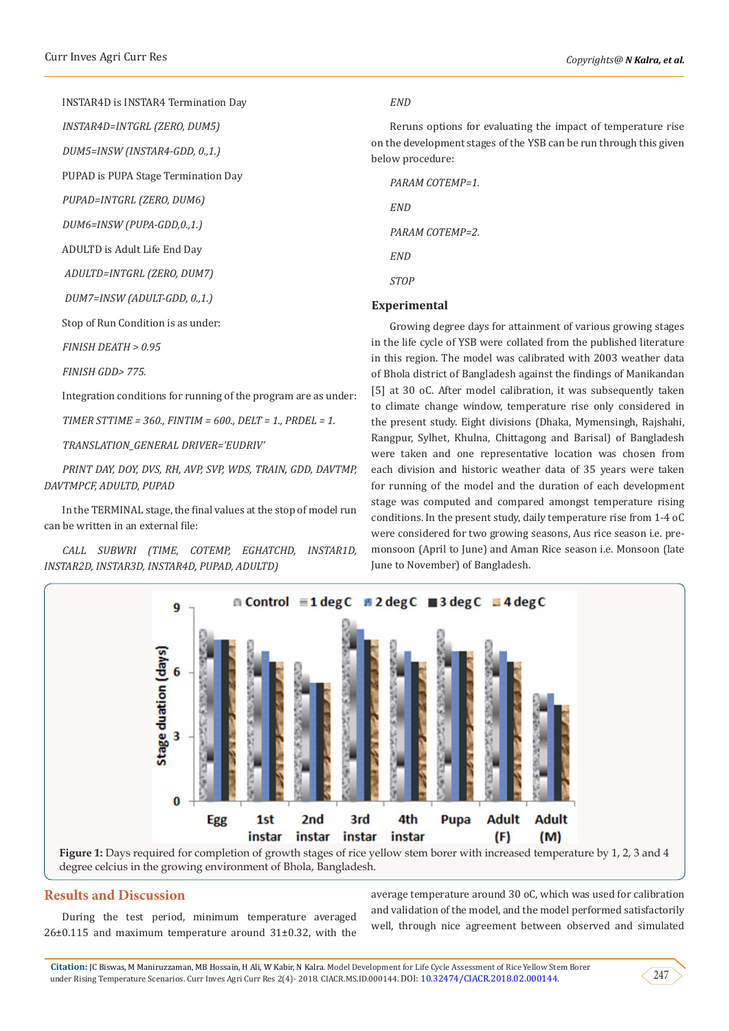INSTAR4D is INSTAR4 Termination Day

*INSTAR4D=INTGRL (ZERO, DUM5)*

*DUM5=INSW (INSTAR4-GDD, 0.,1.)*

PUPAD is PUPA Stage Termination Day

*PUPAD=INTGRL (ZERO, DUM6)*

*DUM6=INSW (PUPA-GDD,0.,1.)*

ADULTD is Adult Life End Day

*ADULTD=INTGRL (ZERO, DUM7)*

*DUM7=INSW (ADULT-GDD, 0.,1.)*

Stop of Run Condition is as under:

*FINISH DEATH > 0.95*

*FINISH GDD> 775.*

Integration conditions for running of the program are as under:

*TIMER STTIME = 360., FINTIM = 600., DELT = 1., PRDEL = 1.*

*TRANSLATION_GENERAL DRIVER='EUDRIV'*

*PRINT DAY, DOY, DVS, RH, AVP, SVP, WDS, TRAIN, GDD, DAVTMP, DAVTMPCF, ADULTD, PUPAD*

In the TERMINAL stage, the final values at the stop of model run can be written in an external file:

*CALL SUBWRI (TIME, COTEMP, EGHATCHD, INSTAR1D, INSTAR2D, INSTAR3D, INSTAR4D, PUPAD, ADULTD)*

*END*

Reruns options for evaluating the impact of temperature rise on the development stages of the YSB can be run through this given below procedure:

*PARAM COTEMP=1.*

*END*

*PARAM COTEMP=2.*

*END*

*STOP*

## Experimental

Growing degree days for attainment of various growing stages in the life cycle of YSB were collated from the published literature in this region. The model was calibrated with 2003 weather data of Bhola district of Bangladesh against the findings of Manikandan [5] at 30 oC. After model calibration, it was subsequently taken to climate change window, temperature rise only considered in the present study. Eight divisions (Dhaka, Mymensingh, Rajshahi, Rangpur, Sylhet, Khulna, Chittagong and Barisal) of Bangladesh were taken and one representative location was chosen from each division and historic weather data of 35 years were taken for running of the model and the duration of each development stage was computed and compared amongst temperature rising conditions. In the present study, daily temperature rise from 1-4 oC were considered for two growing seasons, Aus rice season i.e. pre-monsoon (April to June) and Aman Rice season i.e. Monsoon (late June to November) of Bangladesh.

**Figure 1:** Days required for completion of growth stages of rice yellow stem borer with increased temperature by 1, 2, 3 and 4 degree celcius in the growing environment of Bhola, Bangladesh.

## Results and Discussion

During the test period, minimum temperature averaged 26±0.115 and maximum temperature around 31±0.32, with the average temperature around 30 oC, which was used for calibration and validation of the model, and the model performed satisfactorily well, through nice agreement between observed and simulated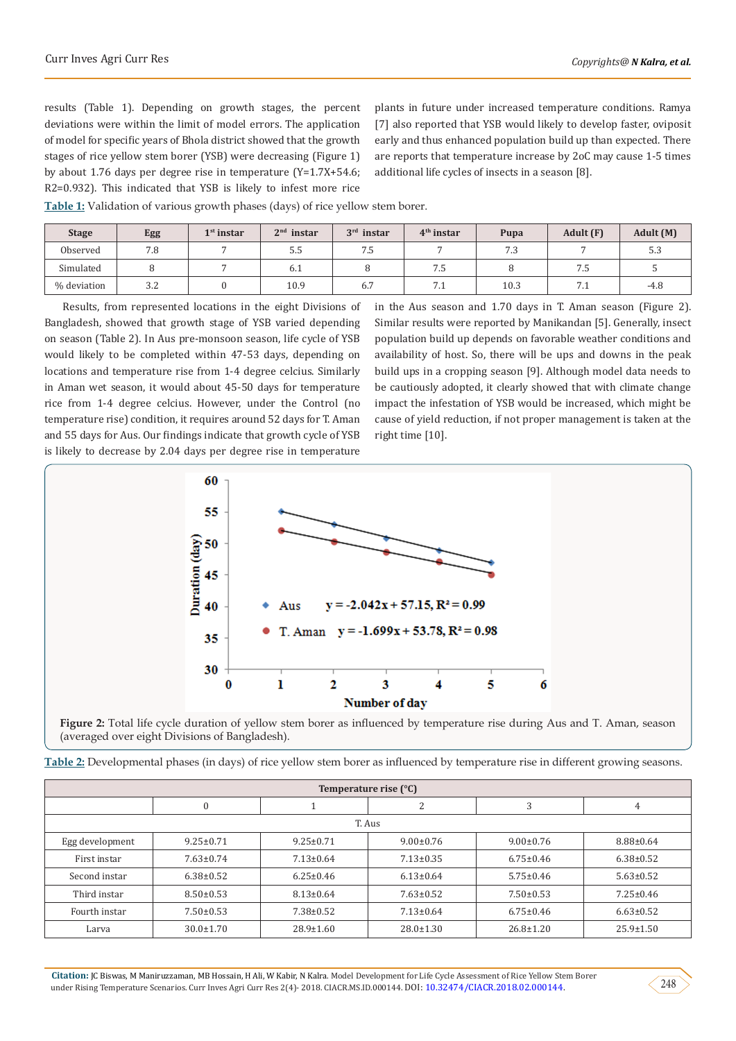results (Table 1). Depending on growth stages, the percent deviations were within the limit of model errors. The application of model for specific years of Bhola district showed that the growth stages of rice yellow stem borer (YSB) were decreasing (Figure 1) by about 1.76 days per degree rise in temperature (Y=1.7X+54.6; R2=0.932). This indicated that YSB is likely to infest more rice plants in future under increased temperature conditions. Ramya [7] also reported that YSB would likely to develop faster, oviposit early and thus enhanced population build up than expected. There are reports that temperature increase by 2oC may cause 1-5 times additional life cycles of insects in a season [8].

**Table 1:** Validation of various growth phases (days) of rice yellow stem borer.

| Stage | Egg | 1st instar | 2nd instar | 3rd instar | 4th instar | Pupa | Adult (F) | Adult (M) |
|---|---|---|---|---|---|---|---|---|
| Observed | 7.8 | 7 | 5.5 | 7.5 | 7 | 7.3 | 7 | 5.3 |
| Simulated | 8 | 7 | 6.1 | 8 | 7.5 | 8 | 7.5 | 5 |
| % deviation | 3.2 | 0 | 10.9 | 6.7 | 7.1 | 10.3 | 7.1 | -4.8 |

Results, from represented locations in the eight Divisions of Bangladesh, showed that growth stage of YSB varied depending on season (Table 2). In Aus pre-monsoon season, life cycle of YSB would likely to be completed within 47-53 days, depending on locations and temperature rise from 1-4 degree celcius. Similarly in Aman wet season, it would about 45-50 days for temperature rice from 1-4 degree celcius. However, under the Control (no temperature rise) condition, it requires around 52 days for T. Aman and 55 days for Aus. Our findings indicate that growth cycle of YSB is likely to decrease by 2.04 days per degree rise in temperature in the Aus season and 1.70 days in T. Aman season (Figure 2). Similar results were reported by Manikandan [5]. Generally, insect population build up depends on favorable weather conditions and availability of host. So, there will be ups and downs in the peak build ups in a cropping season [9]. Although model data needs to be cautiously adopted, it clearly showed that with climate change impact the infestation of YSB would be increased, which might be cause of yield reduction, if not proper management is taken at the right time [10].

**Figure 2:** Total life cycle duration of yellow stem borer as influenced by temperature rise during Aus and T. Aman, season (averaged over eight Divisions of Bangladesh).

**Table 2:** Developmental phases (in days) of rice yellow stem borer as influenced by temperature rise in different growing seasons.

| | Temperature rise (°C) | | | | |
|---|---|---|---|---|---|
| | 0 | 1 | 2 | 3 | 4 |
| | T. Aus | | | | |
| Egg development | 9.25±0.71 | 9.25±0.71 | 9.00±0.76 | 9.00±0.76 | 8.88±0.64 |
| First instar | 7.63±0.74 | 7.13±0.64 | 7.13±0.35 | 6.75±0.46 | 6.38±0.52 |
| Second instar | 6.38±0.52 | 6.25±0.46 | 6.13±0.64 | 5.75±0.46 | 5.63±0.52 |
| Third instar | 8.50±0.53 | 8.13±0.64 | 7.63±0.52 | 7.50±0.53 | 7.25±0.46 |
| Fourth instar | 7.50±0.53 | 7.38±0.52 | 7.13±0.64 | 6.75±0.46 | 6.63±0.52 |
| Larva | 30.0±1.70 | 28.9±1.60 | 28.0±1.30 | 26.8±1.20 | 25.9±1.50 |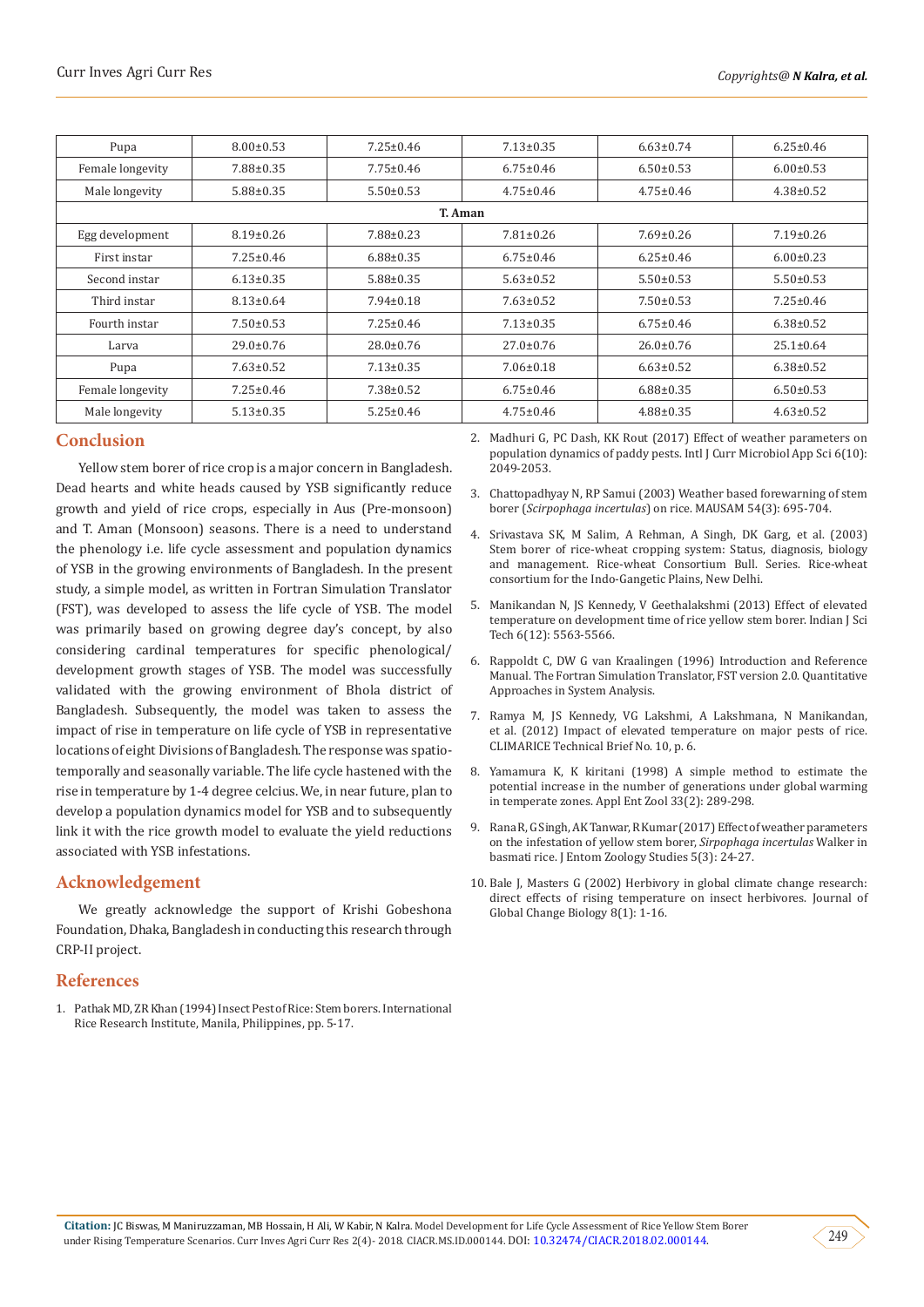| | | | | | |
|---|---|---|---|---|---|
| Pupa | 8.00±0.53 | 7.25±0.46 | 7.13±0.35 | 6.63±0.74 | 6.25±0.46 |
| Female longevity | 7.88±0.35 | 7.75±0.46 | 6.75±0.46 | 6.50±0.53 | 6.00±0.53 |
| Male longevity | 5.88±0.35 | 5.50±0.53 | 4.75±0.46 | 4.75±0.46 | 4.38±0.52 |
| **T. Aman** | | | | | |
| Egg development | 8.19±0.26 | 7.88±0.23 | 7.81±0.26 | 7.69±0.26 | 7.19±0.26 |
| First instar | 7.25±0.46 | 6.88±0.35 | 6.75±0.46 | 6.25±0.46 | 6.00±0.23 |
| Second instar | 6.13±0.35 | 5.88±0.35 | 5.63±0.52 | 5.50±0.53 | 5.50±0.53 |
| Third instar | 8.13±0.64 | 7.94±0.18 | 7.63±0.52 | 7.50±0.53 | 7.25±0.46 |
| Fourth instar | 7.50±0.53 | 7.25±0.46 | 7.13±0.35 | 6.75±0.46 | 6.38±0.52 |
| Larva | 29.0±0.76 | 28.0±0.76 | 27.0±0.76 | 26.0±0.76 | 25.1±0.64 |
| Pupa | 7.63±0.52 | 7.13±0.35 | 7.06±0.18 | 6.63±0.52 | 6.38±0.52 |
| Female longevity | 7.25±0.46 | 7.38±0.52 | 6.75±0.46 | 6.88±0.35 | 6.50±0.53 |
| Male longevity | 5.13±0.35 | 5.25±0.46 | 4.75±0.46 | 4.88±0.35 | 4.63±0.52 |

## Conclusion

Yellow stem borer of rice crop is a major concern in Bangladesh. Dead hearts and white heads caused by YSB significantly reduce growth and yield of rice crops, especially in Aus (Pre-monsoon) and T. Aman (Monsoon) seasons. There is a need to understand the phenology i.e. life cycle assessment and population dynamics of YSB in the growing environments of Bangladesh. In the present study, a simple model, as written in Fortran Simulation Translator (FST), was developed to assess the life cycle of YSB. The model was primarily based on growing degree day's concept, by also considering cardinal temperatures for specific phenological/ development growth stages of YSB. The model was successfully validated with the growing environment of Bhola district of Bangladesh. Subsequently, the model was taken to assess the impact of rise in temperature on life cycle of YSB in representative locations of eight Divisions of Bangladesh. The response was spatio-temporally and seasonally variable. The life cycle hastened with the rise in temperature by 1-4 degree celcius. We, in near future, plan to develop a population dynamics model for YSB and to subsequently link it with the rice growth model to evaluate the yield reductions associated with YSB infestations.

## Acknowledgement

We greatly acknowledge the support of Krishi Gobeshona Foundation, Dhaka, Bangladesh in conducting this research through CRP-II project.

## References

1. Pathak MD, ZR Khan (1994) Insect Pest of Rice: Stem borers. International Rice Research Institute, Manila, Philippines, pp. 5-17.
2. Madhuri G, PC Dash, KK Rout (2017) Effect of weather parameters on population dynamics of paddy pests. Intl J Curr Microbiol App Sci 6(10): 2049-2053.
3. Chattopadhyay N, RP Samui (2003) Weather based forewarning of stem borer (*Scirpophaga incertulas*) on rice. MAUSAM 54(3): 695-704.
4. Srivastava SK, M Salim, A Rehman, A Singh, DK Garg, et al. (2003) Stem borer of rice-wheat cropping system: Status, diagnosis, biology and management. Rice-wheat Consortium Bull. Series. Rice-wheat consortium for the Indo-Gangetic Plains, New Delhi.
5. Manikandan N, JS Kennedy, V Geethalakshmi (2013) Effect of elevated temperature on development time of rice yellow stem borer. Indian J Sci Tech 6(12): 5563-5566.
6. Rappoldt C, DW G van Kraalingen (1996) Introduction and Reference Manual. The Fortran Simulation Translator, FST version 2.0. Quantitative Approaches in System Analysis.
7. Ramya M, JS Kennedy, VG Lakshmi, A Lakshmana, N Manikandan, et al. (2012) Impact of elevated temperature on major pests of rice. CLIMARICE Technical Brief No. 10, p. 6.
8. Yamamura K, K kiritani (1998) A simple method to estimate the potential increase in the number of generations under global warming in temperate zones. Appl Ent Zool 33(2): 289-298.
9. Rana R, G Singh, AK Tanwar, R Kumar (2017) Effect of weather parameters on the infestation of yellow stem borer, *Sirpophaga incertulas* Walker in basmati rice. J Entom Zoology Studies 5(3): 24-27.
10. Bale J, Masters G (2002) Herbivory in global climate change research: direct effects of rising temperature on insect herbivores. Journal of Global Change Biology 8(1): 1-16.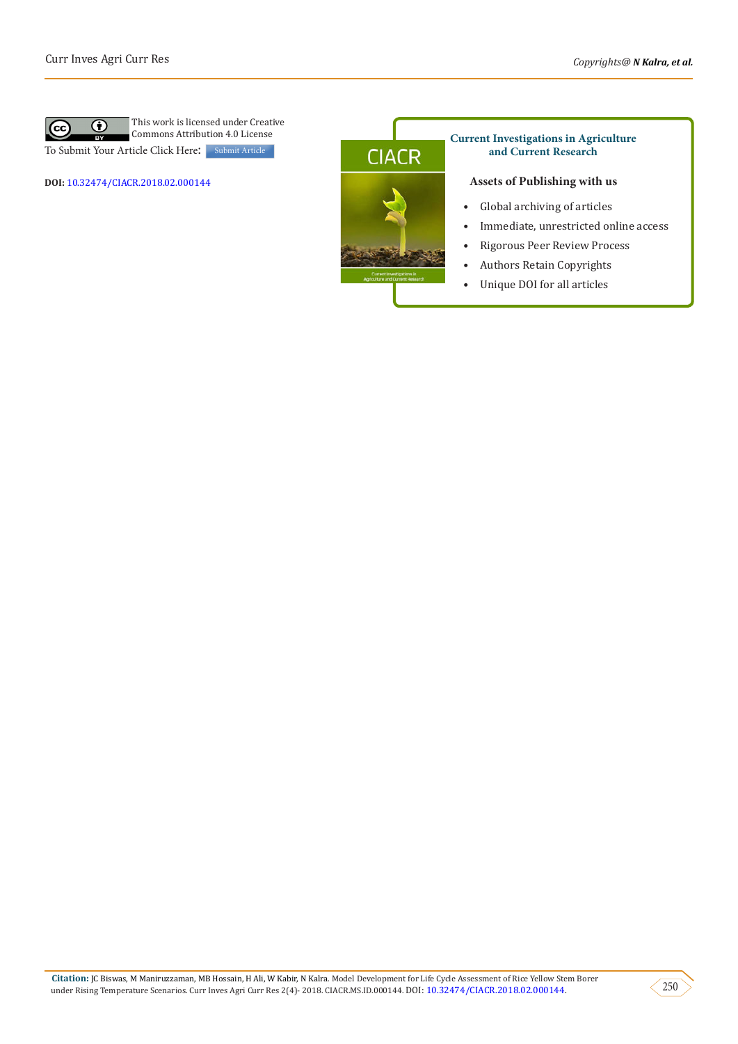This work is licensed under Creative Commons Attribution 4.0 License

To Submit Your Article Click Here: Submit Article

**DOI:** 10.32474/CIACR.2018.02.000144

CIACR

**Current Investigations in Agriculture and Current Research**

**Assets of Publishing with us**

- Global archiving of articles
- Immediate, unrestricted online access
- Rigorous Peer Review Process
- Authors Retain Copyrights
- Unique DOI for all articles

**Citation:** JC Biswas, M Maniruzzaman, MB Hossain, H Ali, W Kabir, N Kalra. Model Development for Life Cycle Assessment of Rice Yellow Stem Borer under Rising Temperature Scenarios. Curr Inves Agri Curr Res 2(4)- 2018. CIACR.MS.ID.000144. DOI: 10.32474/CIACR.2018.02.000144.